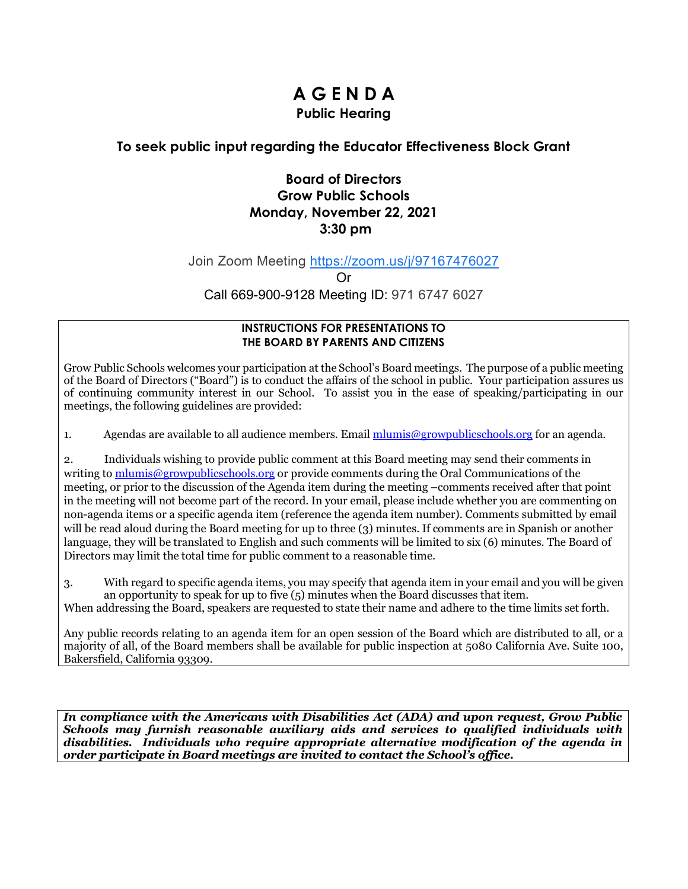# A G E N D A

## Public Hearing

### To seek public input regarding the Educator Effectiveness Block Grant

**Board of Directors**
**Grow Public Schools**
**Monday, November 22, 2021**
**3:30 pm**

Join Zoom Meeting https://zoom.us/j/97167476027

Or

Call 669-900-9128 Meeting ID: 971 6747 6027

**INSTRUCTIONS FOR PRESENTATIONS TO THE BOARD BY PARENTS AND CITIZENS**

Grow Public Schools welcomes your participation at the School's Board meetings. The purpose of a public meeting of the Board of Directors ("Board") is to conduct the affairs of the school in public. Your participation assures us of continuing community interest in our School. To assist you in the ease of speaking/participating in our meetings, the following guidelines are provided:

1. Agendas are available to all audience members. Email mlumis@growpublicschools.org for an agenda.

2. Individuals wishing to provide public comment at this Board meeting may send their comments in writing to mlumis@growpublicschools.org or provide comments during the Oral Communications of the meeting, or prior to the discussion of the Agenda item during the meeting –comments received after that point in the meeting will not become part of the record. In your email, please include whether you are commenting on non-agenda items or a specific agenda item (reference the agenda item number). Comments submitted by email will be read aloud during the Board meeting for up to three (3) minutes. If comments are in Spanish or another language, they will be translated to English and such comments will be limited to six (6) minutes. The Board of Directors may limit the total time for public comment to a reasonable time.

3. With regard to specific agenda items, you may specify that agenda item in your email and you will be given an opportunity to speak for up to five (5) minutes when the Board discusses that item.

When addressing the Board, speakers are requested to state their name and adhere to the time limits set forth.

Any public records relating to an agenda item for an open session of the Board which are distributed to all, or a majority of all, of the Board members shall be available for public inspection at 5080 California Ave. Suite 100, Bakersfield, California 93309.

***In compliance with the Americans with Disabilities Act (ADA) and upon request, Grow Public Schools may furnish reasonable auxiliary aids and services to qualified individuals with disabilities. Individuals who require appropriate alternative modification of the agenda in order participate in Board meetings are invited to contact the School's office.***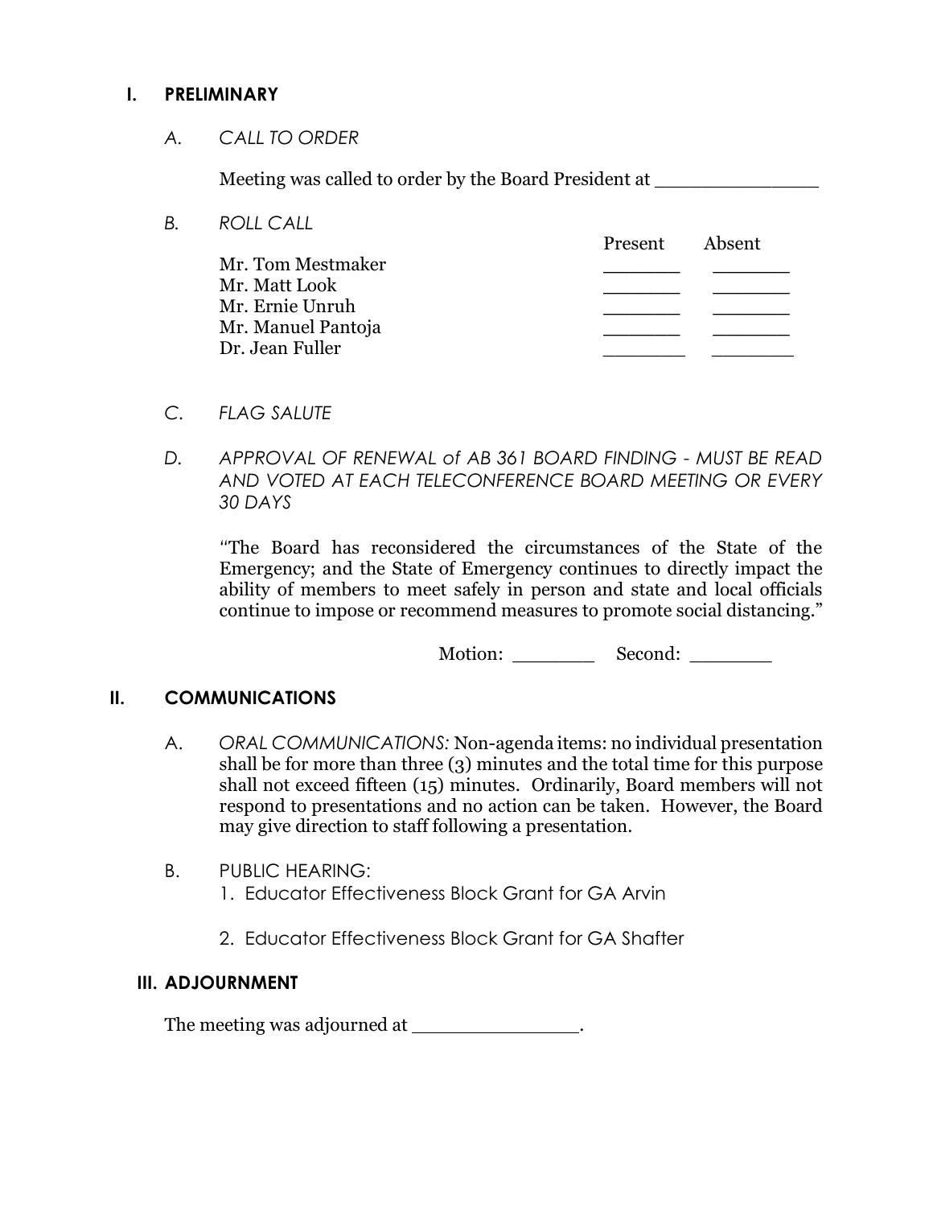## I. PRELIMINARY

*A. CALL TO ORDER*

Meeting was called to order by the Board President at _______________

*B. ROLL CALL*

| | Present | Absent |
|---|---|---|
| Mr. Tom Mestmaker | _______ | _______ |
| Mr. Matt Look | _______ | _______ |
| Mr. Ernie Unruh | _______ | _______ |
| Mr. Manuel Pantoja | _______ | _______ |
| Dr. Jean Fuller | _______ | _______ |

*C. FLAG SALUTE*

*D. APPROVAL OF RENEWAL of AB 361 BOARD FINDING - MUST BE READ AND VOTED AT EACH TELECONFERENCE BOARD MEETING OR EVERY 30 DAYS*

"The Board has reconsidered the circumstances of the State of the Emergency; and the State of Emergency continues to directly impact the ability of members to meet safely in person and state and local officials continue to impose or recommend measures to promote social distancing."

Motion: _______ Second: _______

## II. COMMUNICATIONS

A. *ORAL COMMUNICATIONS:* Non-agenda items: no individual presentation shall be for more than three (3) minutes and the total time for this purpose shall not exceed fifteen (15) minutes. Ordinarily, Board members will not respond to presentations and no action can be taken. However, the Board may give direction to staff following a presentation.

B. PUBLIC HEARING:

1. Educator Effectiveness Block Grant for GA Arvin
2. Educator Effectiveness Block Grant for GA Shafter

## III. ADJOURNMENT

The meeting was adjourned at _______________.